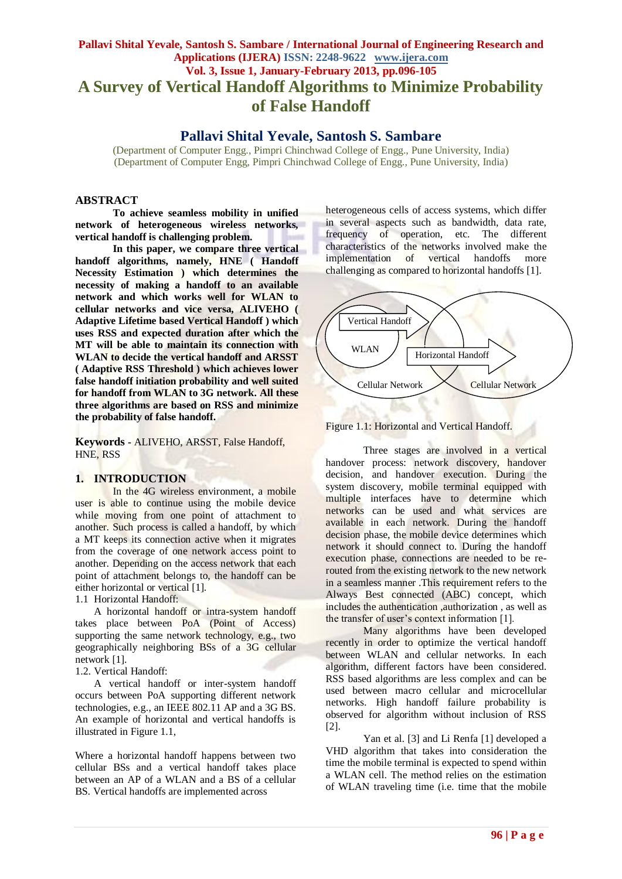# A Survey of Vertical Handoff Algorithms to Minimize Probability of False Handoff

## Pallavi Shital Yevale, Santosh S. Sambare

(Department of Computer Engg., Pimpri Chinchwad College of Engg., Pune University, India)
(Department of Computer Engg, Pimpri Chinchwad College of Engg., Pune University, India)

## ABSTRACT

**To achieve seamless mobility in unified network of heterogeneous wireless networks, vertical handoff is challenging problem.**

**In this paper, we compare three vertical handoff algorithms, namely, HNE ( Handoff Necessity Estimation ) which determines the necessity of making a handoff to an available network and which works well for WLAN to cellular networks and vice versa, ALIVEHO ( Adaptive Lifetime based Vertical Handoff ) which uses RSS and expected duration after which the MT will be able to maintain its connection with WLAN to decide the vertical handoff and ARSST ( Adaptive RSS Threshold ) which achieves lower false handoff initiation probability and well suited for handoff from WLAN to 3G network. All these three algorithms are based on RSS and minimize the probability of false handoff.**

**Keywords** - ALIVEHO, ARSST, False Handoff, HNE, RSS

## 1. INTRODUCTION

In the 4G wireless environment, a mobile user is able to continue using the mobile device while moving from one point of attachment to another. Such process is called a handoff, by which a MT keeps its connection active when it migrates from the coverage of one network access point to another. Depending on the access network that each point of attachment belongs to, the handoff can be either horizontal or vertical [1].

1.1 Horizontal Handoff:

A horizontal handoff or intra-system handoff takes place between PoA (Point of Access) supporting the same network technology, e.g., two geographically neighboring BSs of a 3G cellular network [1].

1.2. Vertical Handoff:

A vertical handoff or inter-system handoff occurs between PoA supporting different network technologies, e.g., an IEEE 802.11 AP and a 3G BS. An example of horizontal and vertical handoffs is illustrated in Figure 1.1,

Where a horizontal handoff happens between two cellular BSs and a vertical handoff takes place between an AP of a WLAN and a BS of a cellular BS. Vertical handoffs are implemented across heterogeneous cells of access systems, which differ in several aspects such as bandwidth, data rate, frequency of operation, etc. The different characteristics of the networks involved make the implementation of vertical handoffs more challenging as compared to horizontal handoffs [1].

Figure 1.1: Horizontal and Vertical Handoff.

Three stages are involved in a vertical handover process: network discovery, handover decision, and handover execution. During the system discovery, mobile terminal equipped with multiple interfaces have to determine which networks can be used and what services are available in each network. During the handoff decision phase, the mobile device determines which network it should connect to. During the handoff execution phase, connections are needed to be re-routed from the existing network to the new network in a seamless manner .This requirement refers to the Always Best connected (ABC) concept, which includes the authentication ,authorization , as well as the transfer of user's context information [1].

Many algorithms have been developed recently in order to optimize the vertical handoff between WLAN and cellular networks. In each algorithm, different factors have been considered. RSS based algorithms are less complex and can be used between macro cellular and microcellular networks. High handoff failure probability is observed for algorithm without inclusion of RSS [2].

Yan et al. [3] and Li Renfa [1] developed a VHD algorithm that takes into consideration the time the mobile terminal is expected to spend within a WLAN cell. The method relies on the estimation of WLAN traveling time (i.e. time that the mobile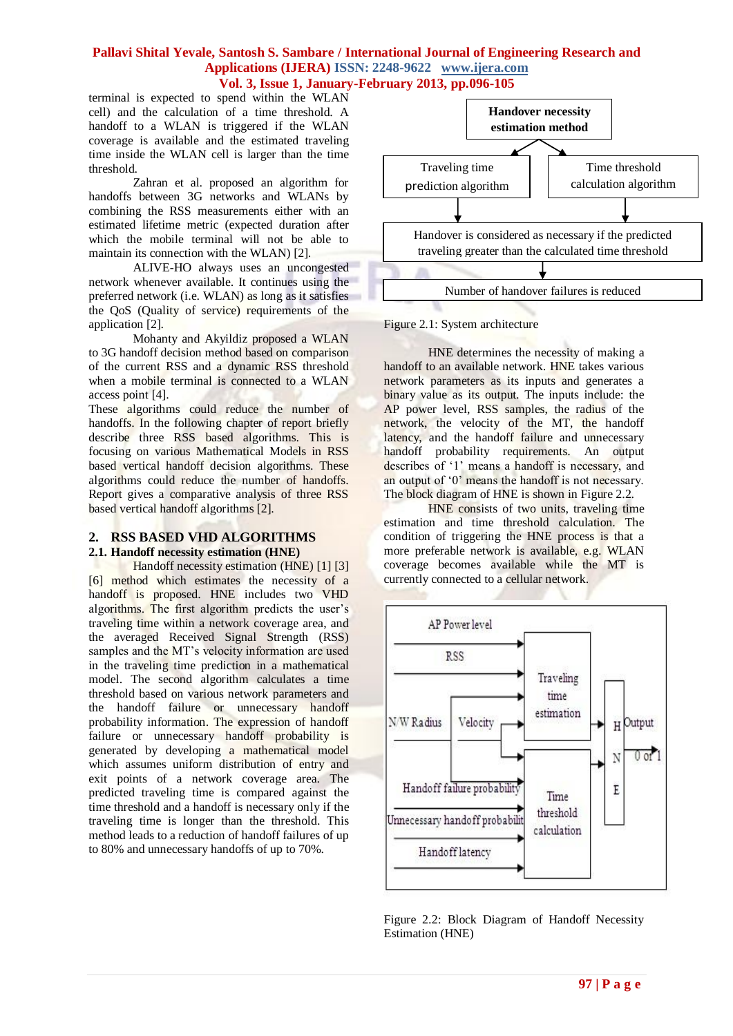terminal is expected to spend within the WLAN cell) and the calculation of a time threshold. A handoff to a WLAN is triggered if the WLAN coverage is available and the estimated traveling time inside the WLAN cell is larger than the time threshold.

Zahran et al. proposed an algorithm for handoffs between 3G networks and WLANs by combining the RSS measurements either with an estimated lifetime metric (expected duration after which the mobile terminal will not be able to maintain its connection with the WLAN) [2].

ALIVE-HO always uses an uncongested network whenever available. It continues using the preferred network (i.e. WLAN) as long as it satisfies the QoS (Quality of service) requirements of the application [2].

Mohanty and Akyildiz proposed a WLAN to 3G handoff decision method based on comparison of the current RSS and a dynamic RSS threshold when a mobile terminal is connected to a WLAN access point [4].

These algorithms could reduce the number of handoffs. In the following chapter of report briefly describe three RSS based algorithms. This is focusing on various Mathematical Models in RSS based vertical handoff decision algorithms. These algorithms could reduce the number of handoffs. Report gives a comparative analysis of three RSS based vertical handoff algorithms [2].

## 2. RSS BASED VHD ALGORITHMS

### 2.1. Handoff necessity estimation (HNE)

Handoff necessity estimation (HNE) [1] [3] [6] method which estimates the necessity of a handoff is proposed. HNE includes two VHD algorithms. The first algorithm predicts the user's traveling time within a network coverage area, and the averaged Received Signal Strength (RSS) samples and the MT's velocity information are used in the traveling time prediction in a mathematical model. The second algorithm calculates a time threshold based on various network parameters and the handoff failure or unnecessary handoff probability information. The expression of handoff failure or unnecessary handoff probability is generated by developing a mathematical model which assumes uniform distribution of entry and exit points of a network coverage area. The predicted traveling time is compared against the time threshold and a handoff is necessary only if the traveling time is longer than the threshold. This method leads to a reduction of handoff failures of up to 80% and unnecessary handoffs of up to 70%.

Handover necessity estimation method

Traveling time prediction algorithm

Time threshold calculation algorithm

Handover is considered as necessary if the predicted traveling greater than the calculated time threshold

Number of handover failures is reduced

Figure 2.1: System architecture

HNE determines the necessity of making a handoff to an available network. HNE takes various network parameters as its inputs and generates a binary value as its output. The inputs include: the AP power level, RSS samples, the radius of the network, the velocity of the MT, the handoff latency, and the handoff failure and unnecessary handoff probability requirements. An output describes of '1' means a handoff is necessary, and an output of '0' means the handoff is not necessary. The block diagram of HNE is shown in Figure 2.2.

HNE consists of two units, traveling time estimation and time threshold calculation. The condition of triggering the HNE process is that a more preferable network is available, e.g. WLAN coverage becomes available while the MT is currently connected to a cellular network.

AP Power level
RSS
N/W Radius
Velocity
Traveling time estimation
Handoff failure probability
Unnecessary handoff probabilit
Handoff latency
Time threshold calculation
HNE
Output
0 or 1

Figure 2.2: Block Diagram of Handoff Necessity Estimation (HNE)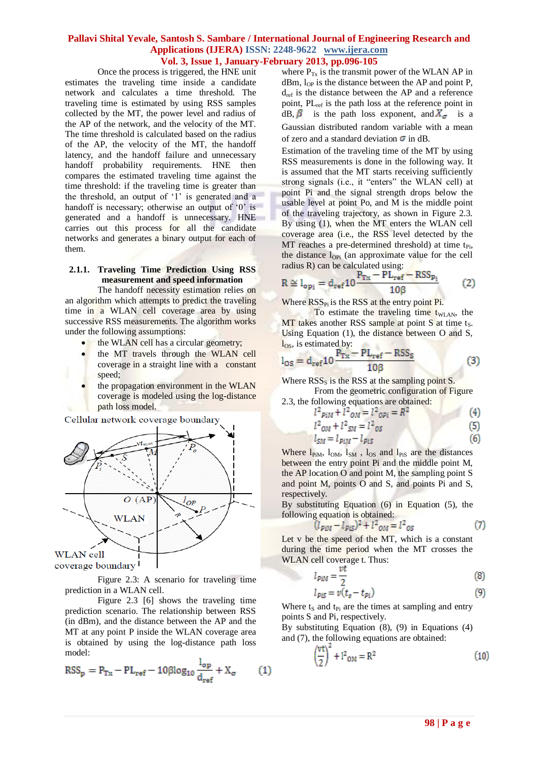Once the process is triggered, the HNE unit estimates the traveling time inside a candidate network and calculates a time threshold. The traveling time is estimated by using RSS samples collected by the MT, the power level and radius of the AP of the network, and the velocity of the MT. The time threshold is calculated based on the radius of the AP, the velocity of the MT, the handoff latency, and the handoff failure and unnecessary handoff probability requirements. HNE then compares the estimated traveling time against the time threshold: if the traveling time is greater than the threshold, an output of '1' is generated and a handoff is necessary; otherwise an output of '0' is generated and a handoff is unnecessary. HNE carries out this process for all the candidate networks and generates a binary output for each of them.

### 2.1.1. Traveling Time Prediction Using RSS measurement and speed information

The handoff necessity estimation relies on an algorithm which attempts to predict the traveling time in a WLAN cell coverage area by using successive RSS measurements. The algorithm works under the following assumptions:

- the WLAN cell has a circular geometry;
- the MT travels through the WLAN cell coverage area in a straight line with a constant speed;
- the propagation environment in the WLAN coverage is modeled using the log-distance path loss model.

Figure 2.3: A scenario for traveling time prediction in a WLAN cell.

Figure 2.3 [6] shows the traveling time prediction scenario. The relationship between RSS (in dBm), and the distance between the AP and the MT at any point P inside the WLAN coverage area is obtained by using the log-distance path loss model:

$$RSS_p = P_{Tx} - PL_{ref} - 10\beta\log_{10}\frac{l_{OP}}{d_{ref}} + X_\sigma \quad (1)$$

where $P_{Tx}$ is the transmit power of the WLAN AP in dBm, $l_{OP}$ is the distance between the AP and point P, $d_{ref}$ is the distance between the AP and a reference point, $PL_{ref}$ is the path loss at the reference point in dB, $\beta$ is the path loss exponent, and $X_\sigma$ is a Gaussian distributed random variable with a mean of zero and a standard deviation $\sigma$ in dB.

Estimation of the traveling time of the MT by using RSS measurements is done in the following way. It is assumed that the MT starts receiving sufficiently strong signals (i.e., it "enters" the WLAN cell) at point Pi and the signal strength drops below the usable level at point Po, and M is the middle point of the traveling trajectory, as shown in Figure 2.3. By using (1), when the MT enters the WLAN cell coverage area (i.e., the RSS level detected by the MT reaches a pre-determined threshold) at time $t_{Pi}$, the distance $l_{OPi}$ (an approximate value for the cell radius R) can be calculated using:

$$R \cong l_{OPi} = d_{ref}10^{\frac{P_{Tx} - PL_{ref} - RSS_{Pi}}{10\beta}} \quad (2)$$

Where $RSS_{Pi}$ is the RSS at the entry point Pi.

To estimate the traveling time $t_{WLAN}$, the MT takes another RSS sample at point S at time $t_S$. Using Equation (1), the distance between O and S, $l_{OS}$, is estimated by:

$$l_{OS} = d_{ref}10^{\frac{P_{Tx} - PL_{ref} - RSS_S}{10\beta}} \quad (3)$$

Where $RSS_S$ is the RSS at the sampling point S.

From the geometric configuration of Figure 2.3, the following equations are obtained:

$$l^2_{PiM} + l^2_{OM} = l^2_{OPi} = R^2 \quad (4)$$

$$l^2_{OM} + l^2_{SM} = l^2_{OS} \quad (5)$$

$$l_{SM} = l_{PiM} - l_{PiS} \quad (6)$$

Where $l_{PiM}$, $l_{OM}$, $l_{SM}$, $l_{OS}$ and $l_{PiS}$ are the distances between the entry point Pi and the middle point M, the AP location O and point M, the sampling point S and point M, points O and S, and points Pi and S, respectively.

By substituting Equation (6) in Equation (5), the following equation is obtained:

$$(l_{PiM} - l_{PiS})^2 + l^2_{OM} = l^2_{OS} \quad (7)$$

Let v be the speed of the MT, which is a constant during the time period when the MT crosses the WLAN cell coverage t. Thus:

$$l_{PiM} = \frac{vt}{2} \quad (8)$$

$$l_{PiS} = v(t_s - t_{Pi}) \quad (9)$$

Where $t_S$ and $t_{Pi}$ are the times at sampling and entry points S and Pi, respectively.

By substituting Equation (8), (9) in Equations (4) and (7), the following equations are obtained:

$$\left(\frac{vt}{2}\right)^2 + l^2_{OM} = R^2 \quad (10)$$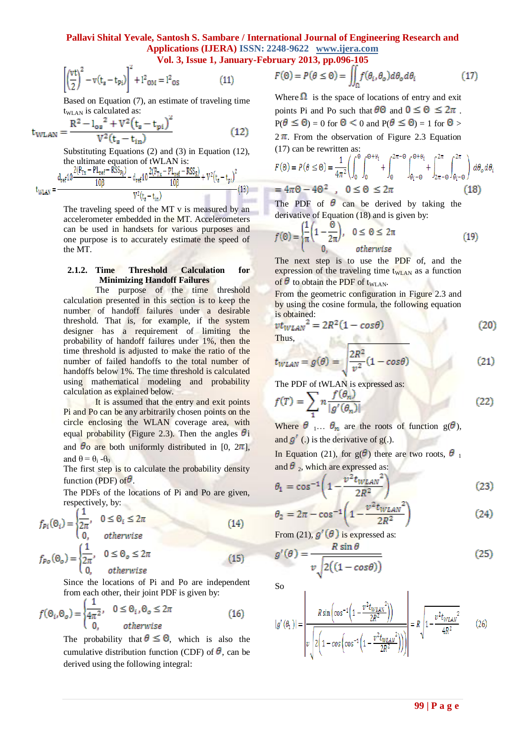$$\left[\left(\frac{vt}{2}\right)^2 - v(t_s - t_{pi})\right]^2 + l^2_{OM} = l^2_{OS} \qquad (11)$$

Based on Equation (7), an estimate of traveling time $t_{WLAN}$ is calculated as:

$$t_{WLAN} = \frac{R^2 - l_{os}{}^2 + V^2(t_s - t_{pi})^2}{V^2(t_s - t_{in})} \qquad (12)$$

Substituting Equations (2) and (3) in Equation (12), the ultimate equation of tWLAN is:

$$t_{WLAN} = \frac{d_{ref}10^{\frac{2(P_{Tx} - PL_{ref} - RSS_{Pi})}{10\beta}} - d_{ref}10^{\frac{2(P_{Tx} - PL_{ref} - RSS_s)}{10\beta}} + v^2(t_s - t_{pi})^2}{v^2(t_s - t_{in})} \qquad (13)$$

The traveling speed of the MT v is measured by an accelerometer embedded in the MT. Accelerometers can be used in handsets for various purposes and one purpose is to accurately estimate the speed of the MT.

### 2.1.2. Time Threshold Calculation for Minimizing Handoff Failures

The purpose of the time threshold calculation presented in this section is to keep the number of handoff failures under a desirable threshold. That is, for example, if the system designer has a requirement of limiting the probability of handoff failures under 1%, then the time threshold is adjusted to make the ratio of the number of failed handoffs to the total number of handoffs below 1%. The time threshold is calculated using mathematical modeling and probability calculation as explained below.

It is assumed that the entry and exit points Pi and Po can be any arbitrarily chosen points on the circle enclosing the WLAN coverage area, with equal probability (Figure 2.3). Then the angles $\theta i$ and $\theta o$ are both uniformly distributed in $[0, 2\pi]$, and $\theta = \theta_i - \theta_0$

The first step is to calculate the probability density function (PDF) of $\theta$.

The PDFs of the locations of Pi and Po are given, respectively, by:

$$f_{Pi}(\theta_i) = \begin{cases} \frac{1}{2\pi}, & 0 \le \theta_i \le 2\pi \\ 0, & otherwise \end{cases} \qquad (14)$$

$$f_{Po}(\theta_o) = \begin{cases} \frac{1}{2\pi}, & 0 \le \theta_o \le 2\pi \\ 0, & otherwise \end{cases} \qquad (15)$$

Since the locations of Pi and Po are independent from each other, their joint PDF is given by:

$$f(\theta_i, \theta_o) = \begin{cases} \frac{1}{4\pi^2}, & 0 \le \theta_i, \theta_o \le 2\pi \\ 0, & otherwise \end{cases} \qquad (16)$$

The probability that $\theta \le \Theta$, which is also the cumulative distribution function (CDF) of $\theta$, can be derived using the following integral:

$$F(\Theta) = P(\theta \le \Theta) = \iint_{\Omega} f(\theta_i, \theta_o) d\theta_o d\theta_i \qquad (17)$$

Where $\Omega$ is the space of locations of entry and exit points Pi and Po such that $\theta\Theta$ and $0 \le \Theta \le 2\pi$. $P(\theta \le \Theta) = 0$ for $\Theta < 0$ and $P(\theta \le \Theta) = 1$ for $\Theta > 2\pi$. From the observation of Figure 2.3 Equation (17) can be rewritten as:

$$F(\Theta) = P(\theta \le \Theta) = \frac{1}{4\pi^2}\left(\int_0^{\Theta}\int_0^{\Theta+\theta_i} + \int_{\Theta}^{2\pi-\Theta}\int_{\theta_i-\Theta}^{\Theta+\theta_i} + \int_{2\pi-\Theta}^{2\pi}\int_{\theta_i-\Theta}^{2\pi}\right) d\theta_o d\theta_i$$

$$= 4\pi\Theta - 4\Theta^2 \;,\quad 0 \le \Theta \le 2\pi \qquad (18)$$

The PDF of $\theta$ can be derived by taking the derivative of Equation (18) and is given by:

$$f(\Theta) = \begin{cases} \frac{1}{\pi}\left(1 - \frac{\Theta}{2\pi}\right), & 0 \le \Theta \le 2\pi \\ 0, & otherwise \end{cases} \qquad (19)$$

The next step is to use the PDF of, and the expression of the traveling time $t_{WLAN}$ as a function of $\theta$ to obtain the PDF of $t_{WLAN}$.

From the geometric configuration in Figure 2.3 and by using the cosine formula, the following equation is obtained:

$$vt_{WLAN}{}^2 = 2R^2(1 - cos\theta) \qquad (20)$$

Thus,

$$t_{WLAN} = g(\theta) = \sqrt{\frac{2R^2}{v^2}(1 - cos\theta)} \qquad (21)$$

The PDF of tWLAN is expressed as:

$$f(T) = \sum_{1}^{n} \frac{f(\theta_n)}{|g'(\theta_n)|} \qquad (22)$$

Where $\theta_1 \ldots \theta_n$ are the roots of function $g(\theta)$, and $g'(.)$ is the derivative of $g(.)$.

In Equation (21), for $g(\theta)$ there are two roots, $\theta_1$ and $\theta_2$, which are expressed as:

$$\theta_1 = \cos^{-1}\left(1 - \frac{v^2 t_{WLAN}{}^2}{2R^2}\right) \qquad (23)$$

$$\theta_2 = 2\pi - \cos^{-1}\left(1 - \frac{v^2 t_{WLAN}{}^2}{2R^2}\right) \qquad (24)$$

From (21), $g'(\theta)$ is expressed as:

$$g'(\theta) = \frac{R \sin\theta}{v\sqrt{2((1 - cos\theta))}} \qquad (25)$$

So

$$|g'(\theta_1)| = \left|\frac{R \sin\left(\cos^{-1}\left(1 - \frac{v^2 t_{WLAN}^2}{2R^2}\right)\right)}{v\sqrt{2\left(1 - cos\left(\cos^{-1}\left(1 - \frac{v^2 t_{WLAN}^2}{2R^2}\right)\right)\right)}}\right| = R\sqrt{1 - \frac{v^2 t_{WLAN}{}^2}{4R^2}} \qquad (26)$$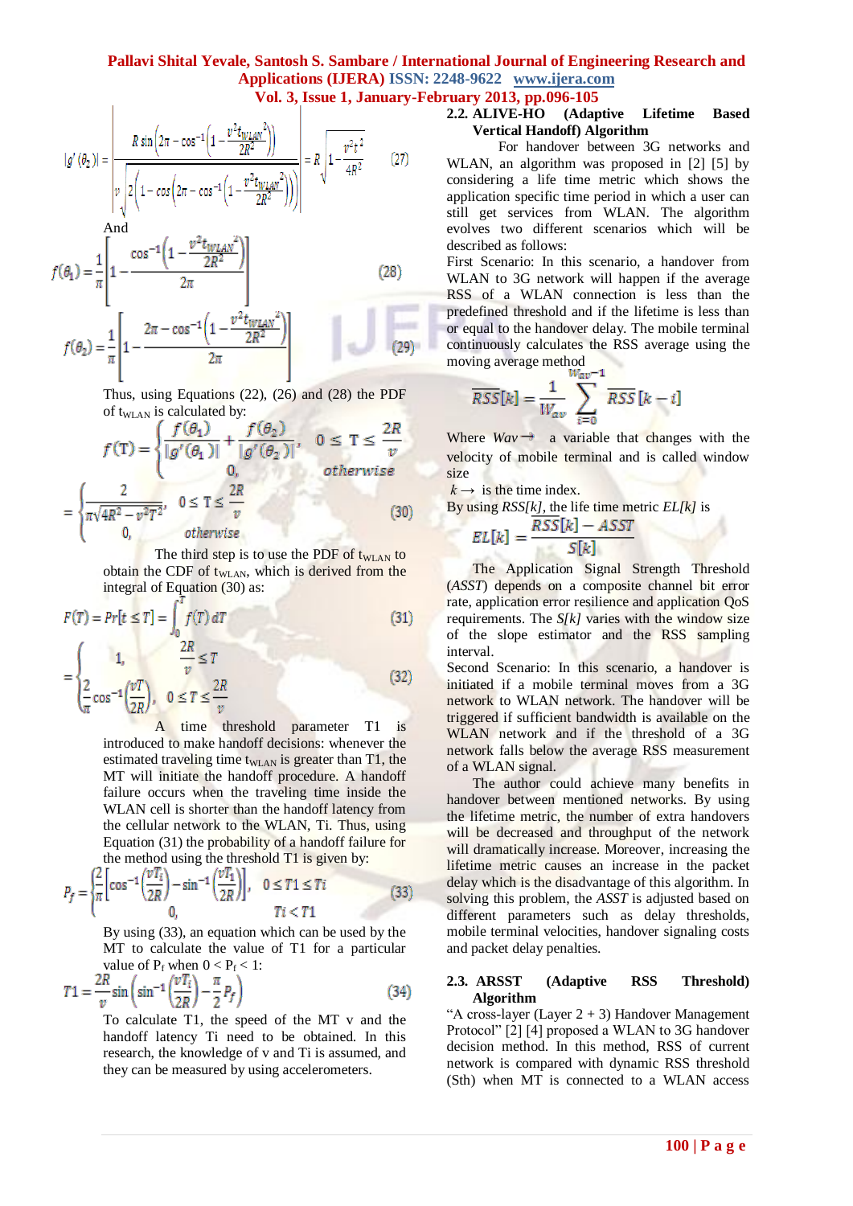$$|g'(\theta_2)| = \left| \frac{R\sin\left(2\pi - \cos^{-1}\left(1 - \frac{v^2 t_{WLAN}^2}{2R^2}\right)\right)}{v\sqrt{2\left(1 - \cos\left(2\pi - \cos^{-1}\left(1 - \frac{v^2 t_{WLAN}^2}{2R^2}\right)\right)\right)}} \right| = R\sqrt{1 - \frac{v^2 t^2}{4R^2}} \quad (27)$$

And

$$f(\theta_1) = \frac{1}{\pi}\left[1 - \frac{\cos^{-1}\left(1 - \frac{v^2 t_{WLAN}^2}{2R^2}\right)}{2\pi}\right] \quad (28)$$

$$f(\theta_2) = \frac{1}{\pi}\left[1 - \frac{2\pi - \cos^{-1}\left(1 - \frac{v^2 t_{WLAN}^2}{2R^2}\right)}{2\pi}\right] \quad (29)$$

Thus, using Equations (22), (26) and (28) the PDF of $t_{WLAN}$ is calculated by:

$$f(T) = \begin{cases} \frac{f(\theta_1)}{|g'(\theta_1)|} + \frac{f(\theta_2)}{|g'(\theta_2)|}, & 0 \le T \le \frac{2R}{v} \\ 0, & otherwise \end{cases}$$

$$= \begin{cases} \frac{2}{\pi\sqrt{4R^2 - v^2T^2}}, & 0 \le T \le \frac{2R}{v} \\ 0, & otherwise \end{cases} \quad (30)$$

The third step is to use the PDF of $t_{WLAN}$ to obtain the CDF of $t_{WLAN}$, which is derived from the integral of Equation (30) as:

$$F(T) = Pr[t \le T] = \int_0^T f(T)\,dT \quad (31)$$

$$= \begin{cases} 1, & \frac{2R}{v} \le T \\ \frac{2}{\pi}\cos^{-1}\left(\frac{vT}{2R}\right), & 0 \le T \le \frac{2R}{v} \end{cases} \quad (32)$$

A time threshold parameter T1 is introduced to make handoff decisions: whenever the estimated traveling time $t_{WLAN}$ is greater than T1, the MT will initiate the handoff procedure. A handoff failure occurs when the traveling time inside the WLAN cell is shorter than the handoff latency from the cellular network to the WLAN, Ti. Thus, using Equation (31) the probability of a handoff failure for the method using the threshold T1 is given by:

$$P_f = \begin{cases} \frac{2}{\pi}\left[\cos^{-1}\left(\frac{vT_i}{2R}\right) - \sin^{-1}\left(\frac{vT_1}{2R}\right)\right], & 0 \le T1 \le Ti \\ 0, & Ti < T1 \end{cases} \quad (33)$$

By using (33), an equation which can be used by the MT to calculate the value of T1 for a particular value of $P_f$ when $0 < P_f < 1$:

$$T1 = \frac{2R}{v}\sin\left(\sin^{-1}\left(\frac{vT_i}{2R}\right) - \frac{\pi}{2}P_f\right) \quad (34)$$

To calculate T1, the speed of the MT v and the handoff latency Ti need to be obtained. In this research, the knowledge of v and Ti is assumed, and they can be measured by using accelerometers.

### 2.2. ALIVE-HO (Adaptive Lifetime Based Vertical Handoff) Algorithm

For handover between 3G networks and WLAN, an algorithm was proposed in [2] [5] by considering a life time metric which shows the application specific time period in which a user can still get services from WLAN. The algorithm evolves two different scenarios which will be described as follows:

First Scenario: In this scenario, a handover from WLAN to 3G network will happen if the average RSS of a WLAN connection is less than the predefined threshold and if the lifetime is less than or equal to the handover delay. The mobile terminal continuously calculates the RSS average using the moving average method

$$\overline{RSS}[k] = \frac{1}{W_{av}}\sum_{i=0}^{W_{av}-1} \overline{RSS}[k-i]$$

Where $Wav \rightarrow$ a variable that changes with the velocity of mobile terminal and is called window size

$k \rightarrow$ is the time index.

By using *RSS[k]*, the life time metric *EL[k]* is

$$EL[k] = \frac{\overline{RSS}[k] - ASST}{S[k]}$$

The Application Signal Strength Threshold (*ASST*) depends on a composite channel bit error rate, application error resilience and application QoS requirements. The *S[k]* varies with the window size of the slope estimator and the RSS sampling interval.

Second Scenario: In this scenario, a handover is initiated if a mobile terminal moves from a 3G network to WLAN network. The handover will be triggered if sufficient bandwidth is available on the WLAN network and if the threshold of a 3G network falls below the average RSS measurement of a WLAN signal.

The author could achieve many benefits in handover between mentioned networks. By using the lifetime metric, the number of extra handovers will be decreased and throughput of the network will dramatically increase. Moreover, increasing the lifetime metric causes an increase in the packet delay which is the disadvantage of this algorithm. In solving this problem, the *ASST* is adjusted based on different parameters such as delay thresholds, mobile terminal velocities, handover signaling costs and packet delay penalties.

### 2.3. ARRST (Adaptive RSS Threshold) Algorithm

"A cross-layer (Layer 2 + 3) Handover Management Protocol" [2] [4] proposed a WLAN to 3G handover decision method. In this method, RSS of current network is compared with dynamic RSS threshold (Sth) when MT is connected to a WLAN access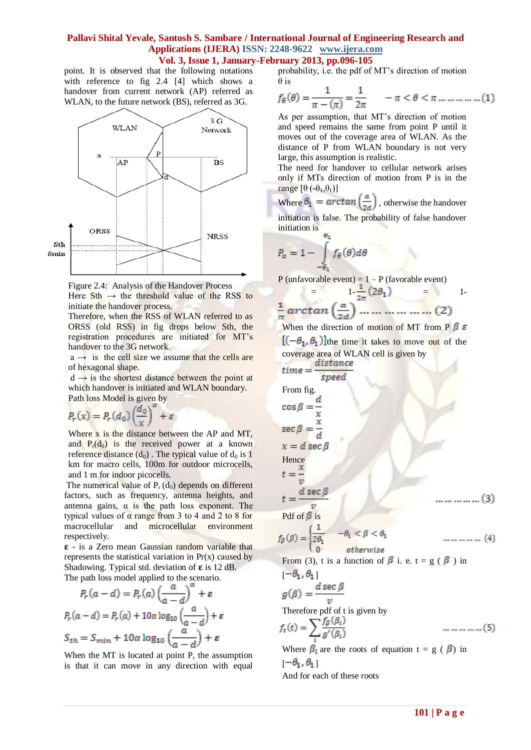point. It is observed that the following notations with reference to fig 2.4 [4] which shows a handover from current network (AP) referred as WLAN, to the future network (BS), referred as 3G.

Figure 2.4: Analysis of the Handover Process

Here Sth → the threshold value of the RSS to initiate the handover process.

Therefore, when the RSS of WLAN referred to as ORSS (old RSS) in fig drops below Sth, the registration procedures are initiated for MT's handover to the 3G network.

a → is the cell size we assume that the cells are of hexagonal shape.

d → is the shortest distance between the point at which handover is initiated and WLAN boundary.

Path loss Model is given by

$$P_r(x) = P_r(d_0)\left(\frac{d_0}{x}\right)^{\alpha} + \varepsilon$$

Where x is the distance between the AP and MT, and $P_r(d_0)$ is the received power at a known reference distance ($d_0$) . The typical value of $d_0$ is 1 km for macro cells, 100m for outdoor microcells, and 1 m for indoor picocells.

The numerical value of $P_r$ ($d_0$) depends on different factors, such as frequency, antenna heights, and antenna gains, α is the path loss exponent. The typical values of α range from 3 to 4 and 2 to 8 for macrocellular and microcellular environment respectively.

**ε** - is a Zero mean Gaussian random variable that represents the statistical variation in Pr(x) caused by Shadowing. Typical std. deviation of **ε** is 12 dB.

The path loss model applied to the scenario.

$$P_r(a-d) = P_r(a)\left(\frac{a}{a-d}\right)^{\alpha} + \varepsilon$$

$$P_r(a-d) = P_r(a) + 10\alpha\log_{10}\left(\frac{a}{a-d}\right) + \varepsilon$$

$$S_{th} = S_{min} + 10\alpha\log_{10}\left(\frac{a}{a-d}\right) + \varepsilon$$

When the MT is located at point P, the assumption is that it can move in any direction with equal probability, i.e. the pdf of MT's direction of motion θ is

$$f_\theta(\theta) = \frac{1}{\pi-(\pi)} = \frac{1}{2\pi} \qquad -\pi < \theta < \pi \ldots\ldots\ldots (1)$$

As per assumption, that MT's direction of motion and speed remains the same from point P until it moves out of the coverage area of WLAN. As the distance of P from WLAN boundary is not very large, this assumption is realistic.

The need for handover to cellular network arises only if MTs direction of motion from P is in the range [θ (-$\theta_1$,$\theta_1$)]

Where $\theta_1 = \arctan\left(\frac{a}{2d}\right)$, otherwise the handover initiation is false. The probability of false handover initiation is

$$P_\alpha = 1 - \int_{-\theta_1}^{\theta_1} f_\theta(\theta)d\theta$$

P (unfavorable event) = 1 – P (favorable event)

$$= 1 - \frac{1}{2\pi}(2\theta_1) = 1 - \frac{1}{\pi}\arctan\left(\frac{a}{2d}\right) \ldots\ldots\ldots\ldots\ldots (2)$$

When the direction of motion of MT from P $\beta\ \varepsilon$ $[(-\theta_1, \theta_1)]$the time it takes to move out of the coverage area of WLAN cell is given by

$$time = \frac{distance}{speed}$$

From fig.

$$\cos\beta = \frac{d}{x}$$

$$\sec\beta = \frac{x}{d}$$

$$x = d\sec\beta$$

Hence

$$t = \frac{x}{v}$$

$$t = \frac{d\sec\beta}{v} \qquad \ldots\ldots\ldots\ldots (3)$$

Pdf of $\beta$ is

$$f_\beta(\beta) = \begin{cases} \frac{1}{2\theta_1} & -\theta_1 < \beta < \theta_1 \\ 0 & otherwise \end{cases} \qquad \ldots\ldots\ldots\ldots (4)$$

From (3), t is a function of $\beta$ i. e. t = g ( $\beta$ ) in $[-\theta_1, \theta_1]$

$$g(\beta) = \frac{d\sec\beta}{v}$$

Therefore pdf of t is given by

$$f_t(t) = \sum_i \frac{f_\beta(\beta_i)}{g'(\beta_i)} \qquad \ldots\ldots\ldots\ldots (5)$$

Where $\beta_i$ are the roots of equation t = g ( $\beta$) in $[-\theta_1, \theta_1]$

And for each of these roots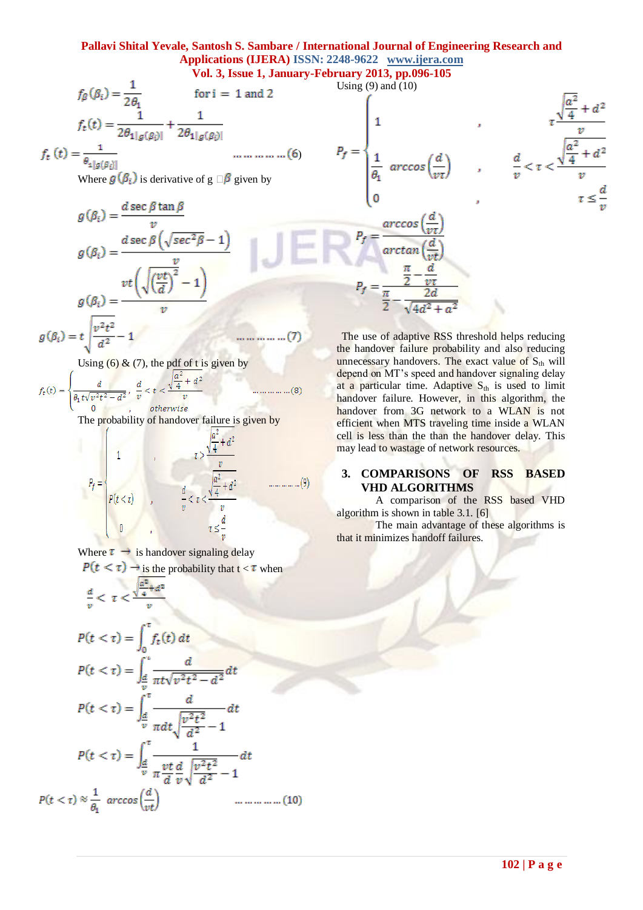$$f_\beta(\beta_i) = \frac{1}{2\theta_1} \qquad \text{for } i = 1 \text{ and } 2$$

$$f_t(t) = \frac{1}{2\theta_1 |g(\beta_i)|} + \frac{1}{2\theta_1 |g(\beta_i)|}$$

$$f_t(t) = \frac{1}{\theta_1 |g(\beta_i)|} \qquad \text{.................(6)}$$

Where $g(\beta_i)$ is derivative of g $\beta$ given by

$$g(\beta_i) = \frac{d \sec\beta \tan\beta}{v}$$

$$g(\beta_i) = \frac{d \sec\beta\left(\sqrt{\sec^2\beta} - 1\right)}{v}$$

$$g(\beta_i) = \frac{vt\left(\sqrt{\left(\frac{vt}{d}\right)^2} - 1\right)}{v}$$

$$g(\beta_i) = t\sqrt{\frac{v^2t^2}{d^2}} - 1 \qquad \text{.................(7)}$$

Using (6) & (7), the pdf of t is given by

$$f_t(t) = \begin{cases} \dfrac{d}{\theta_1 t\sqrt{v^2t^2 - d^2}}, & \dfrac{d}{v} < t < \dfrac{\sqrt{\frac{a^2}{4} + d^2}}{v} \\ 0, & otherwise \end{cases} \qquad \text{.................(8)}$$

The probability of handover failure is given by

$$P_f = \begin{cases} 1, & \tau > \dfrac{\sqrt{\frac{a^2}{4} + d^2}}{v} \\ P(t < \tau), & \dfrac{d}{v} < \tau < \dfrac{\sqrt{\frac{a^2}{4} + d^2}}{v} \\ 0, & \tau \le \dfrac{d}{v} \end{cases} \qquad \text{.................(9)}$$

Where $\tau$ → is handover signaling delay

$P(t < \tau)$ → is the probability that t < $\tau$ when

$$\frac{d}{v} < \tau < \frac{\sqrt{\frac{a^2}{4} + d^2}}{v}$$

$$P(t < \tau) = \int_0^\tau f_t(t)\, dt$$

$$P(t < \tau) = \int_{\frac{d}{v}}^{\tau} \frac{d}{\pi t\sqrt{v^2t^2 - d^2}}\, dt$$

$$P(t < \tau) = \int_{\frac{d}{v}}^{\tau} \frac{d}{\pi dt\sqrt{\frac{v^2t^2}{d^2}} - 1}\, dt$$

$$P(t < \tau) = \int_{\frac{d}{v}}^{\tau} \frac{1}{\pi \frac{vt}{d}\frac{d}{v}\sqrt{\frac{v^2t^2}{d^2}} - 1}\, dt$$

$$P(t < \tau) \approx \frac{1}{\theta_1} \arccos\left(\frac{d}{vt}\right) \qquad \text{.................(10)}$$

Using (9) and (10)

$$P_f = \begin{cases} 1, & \tau\dfrac{\sqrt{\frac{a^2}{4} + d^2}}{v} \\ \dfrac{1}{\theta_1} \arccos\left(\dfrac{d}{vt}\right), & \dfrac{d}{v} < \tau < \dfrac{\sqrt{\frac{a^2}{4} + d^2}}{v} \\ 0, & \tau \le \dfrac{d}{v} \end{cases}$$

$$P_f = \frac{\arccos\left(\frac{d}{vt}\right)}{\arctan\left(\frac{d}{vt}\right)}$$

$$P_f = \frac{\frac{\pi}{2} - \frac{d}{vt}}{\frac{\pi}{2} - \frac{2d}{\sqrt{4d^2 + a^2}}}$$

The use of adaptive RSS threshold helps reducing the handover failure probability and also reducing unnecessary handovers. The exact value of $S_{th}$ will depend on MT's speed and handover signaling delay at a particular time. Adaptive $S_{th}$ is used to limit handover failure. However, in this algorithm, the handover from 3G network to a WLAN is not efficient when MTS traveling time inside a WLAN cell is less than the than the handover delay. This may lead to wastage of network resources.

## 3. COMPARISONS OF RSS BASED VHD ALGORITHMS

A comparison of the RSS based VHD algorithm is shown in table 3.1. [6]

The main advantage of these algorithms is that it minimizes handoff failures.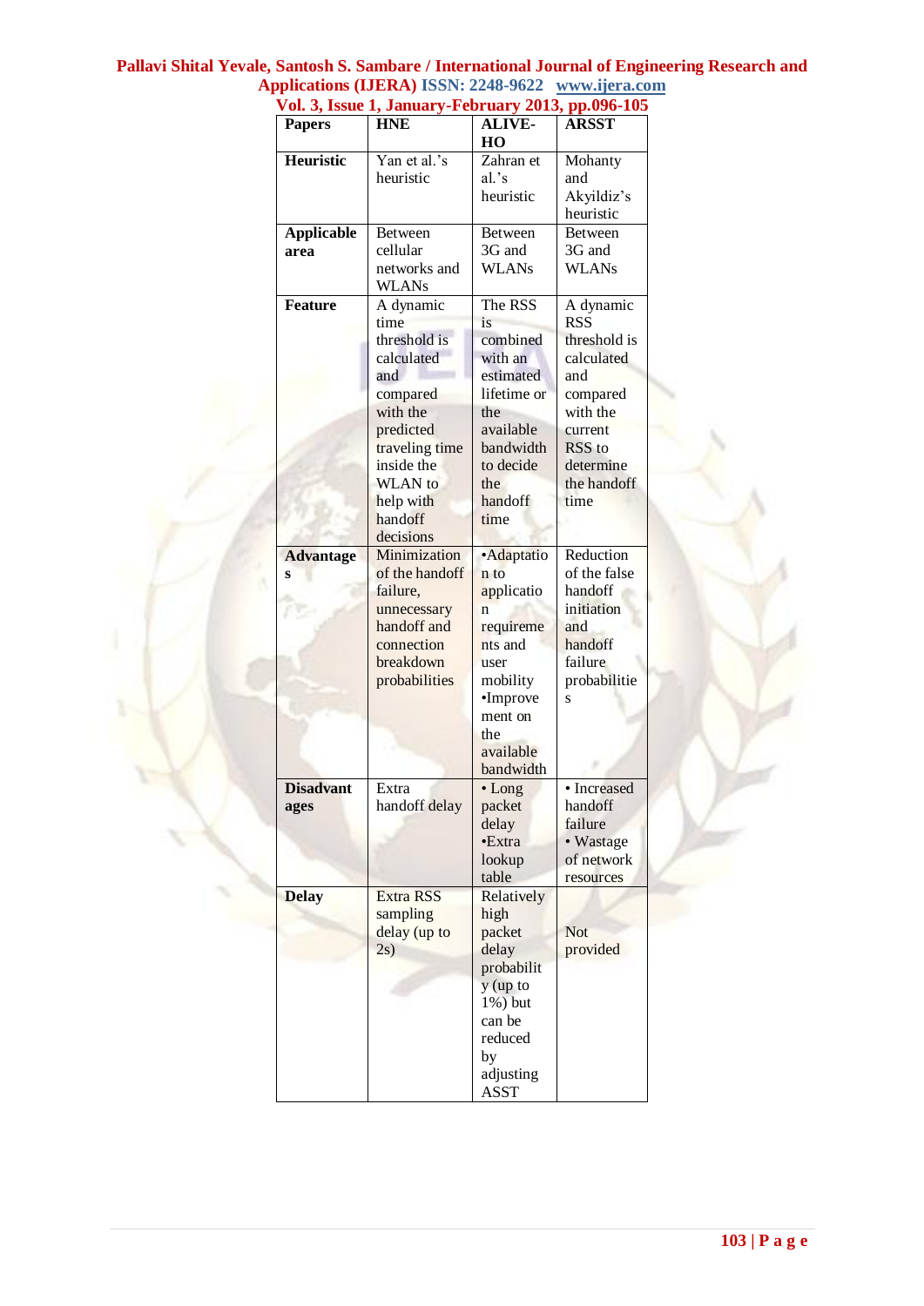| Papers | HNE | ALIVE-HO | ARSST |
|---|---|---|---|
| **Heuristic** | Yan et al.'s heuristic | Zahran et al.'s heuristic | Mohanty and Akyildiz's heuristic |
| **Applicable area** | Between cellular networks and WLANs | Between 3G and WLANs | Between 3G and WLANs |
| **Feature** | A dynamic time threshold is calculated and compared with the predicted traveling time inside the WLAN to help with handoff decisions | The RSS is combined with an estimated lifetime or the available bandwidth to decide the handoff time | A dynamic RSS threshold is calculated and compared with the current RSS to determine the handoff time |
| **Advantages** | Minimization of the handoff failure, unnecessary handoff and connection breakdown probabilities | •Adaptation to application requirements and user mobility •Improvement on the available bandwidth | Reduction of the false handoff initiation and handoff failure probabilities |
| **Disadvantages** | Extra handoff delay | • Long packet delay •Extra lookup table | • Increased handoff failure • Wastage of network resources |
| **Delay** | Extra RSS sampling delay (up to 2s) | Relatively high packet delay probability (up to 1%) but can be reduced by adjusting ASST | Not provided |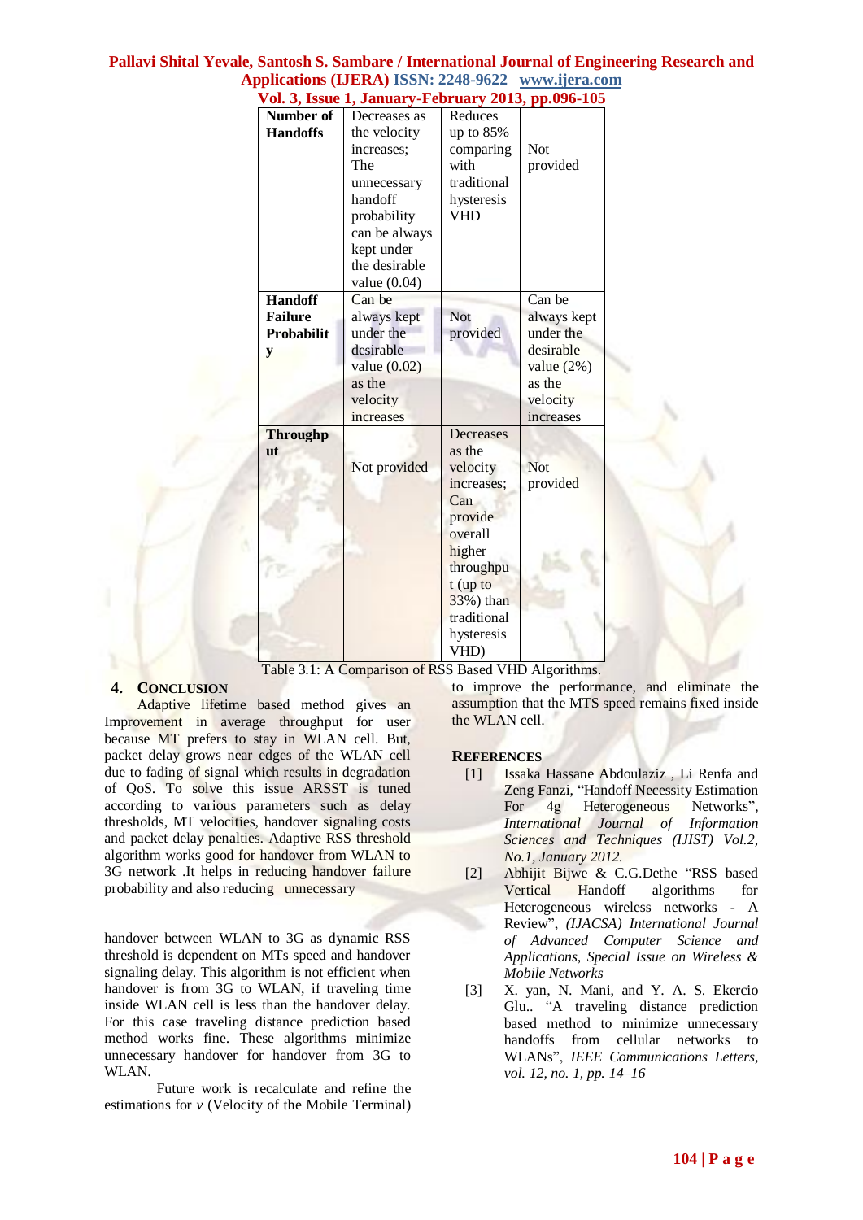| | | | |
|---|---|---|---|
| **Number of Handoffs** | Decreases as the velocity increases; The unnecessary handoff probability can be always kept under the desirable value (0.04) | Reduces up to 85% comparing with traditional hysteresis VHD | Not provided |
| **Handoff Failure Probability** | Can be always kept under the desirable value (0.02) as the velocity increases | Not provided | Can be always kept under the desirable value (2%) as the velocity increases |
| **Throughput** | Not provided | Decreases as the velocity increases; Can provide overall higher throughput (up to 33%) than traditional hysteresis VHD) | Not provided |

Table 3.1: A Comparison of RSS Based VHD Algorithms.

## 4. Conclusion

Adaptive lifetime based method gives an Improvement in average throughput for user because MT prefers to stay in WLAN cell. But, packet delay grows near edges of the WLAN cell due to fading of signal which results in degradation of QoS. To solve this issue ARSST is tuned according to various parameters such as delay thresholds, MT velocities, handover signaling costs and packet delay penalties. Adaptive RSS threshold algorithm works good for handover from WLAN to 3G network .It helps in reducing handover failure probability and also reducing unnecessary handover between WLAN to 3G as dynamic RSS threshold is dependent on MTs speed and handover signaling delay. This algorithm is not efficient when handover is from 3G to WLAN, if traveling time inside WLAN cell is less than the handover delay. For this case traveling distance prediction based method works fine. These algorithms minimize unnecessary handover for handover from 3G to WLAN.

Future work is recalculate and refine the estimations for $v$ (Velocity of the Mobile Terminal) to improve the performance, and eliminate the assumption that the MTS speed remains fixed inside the WLAN cell.

## References

[1] Issaka Hassane Abdoulaziz , Li Renfa and Zeng Fanzi, "Handoff Necessity Estimation For 4g Heterogeneous Networks", *International Journal of Information Sciences and Techniques (IJIST) Vol.2, No.1, January 2012.*

[2] Abhijit Bijwe & C.G.Dethe "RSS based Vertical Handoff algorithms for Heterogeneous wireless networks - A Review", *(IJACSA) International Journal of Advanced Computer Science and Applications, Special Issue on Wireless & Mobile Networks*

[3] X. yan, N. Mani, and Y. A. S. Ekercio Glu.. "A traveling distance prediction based method to minimize unnecessary handoffs from cellular networks to WLANs", *IEEE Communications Letters, vol. 12, no. 1, pp. 14–16*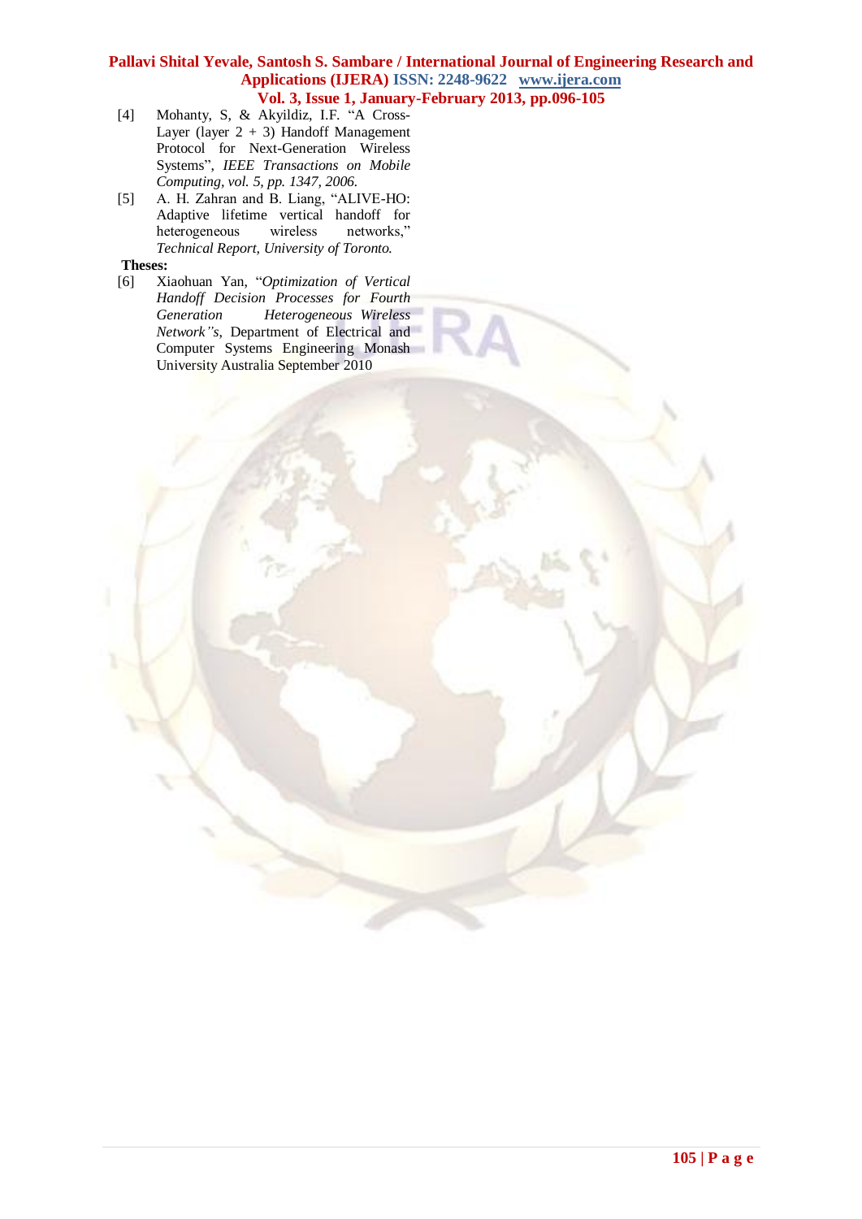[4] Mohanty, S, & Akyildiz, I.F. "A Cross-Layer (layer 2 + 3) Handoff Management Protocol for Next-Generation Wireless Systems", *IEEE Transactions on Mobile Computing, vol. 5, pp. 1347, 2006.*

[5] A. H. Zahran and B. Liang, "ALIVE-HO: Adaptive lifetime vertical handoff for heterogeneous wireless networks," *Technical Report, University of Toronto.*

**Theses:**

[6] Xiaohuan Yan, "*Optimization of Vertical Handoff Decision Processes for Fourth Generation Heterogeneous Wireless Network"s*, Department of Electrical and Computer Systems Engineering Monash University Australia September 2010